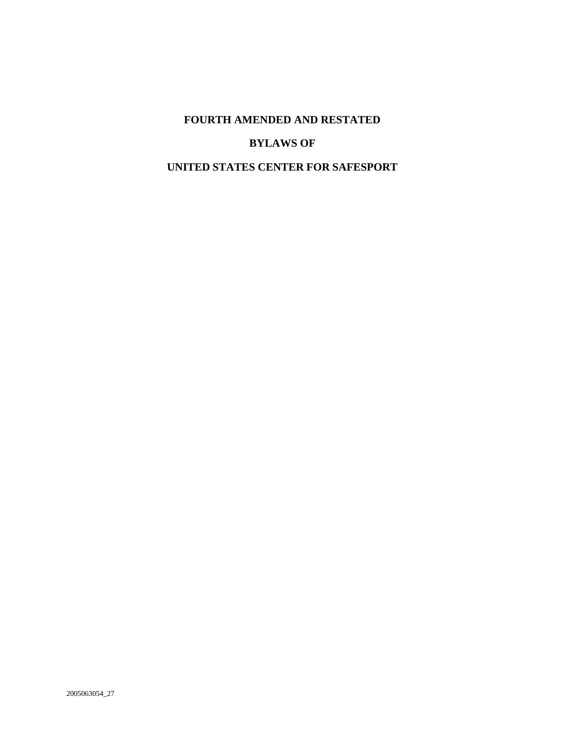# FOURTH AMENDED AND RESTATED

# BYLAWS OF

# UNITED STATES CENTER FOR SAFESPORT

2005063054_27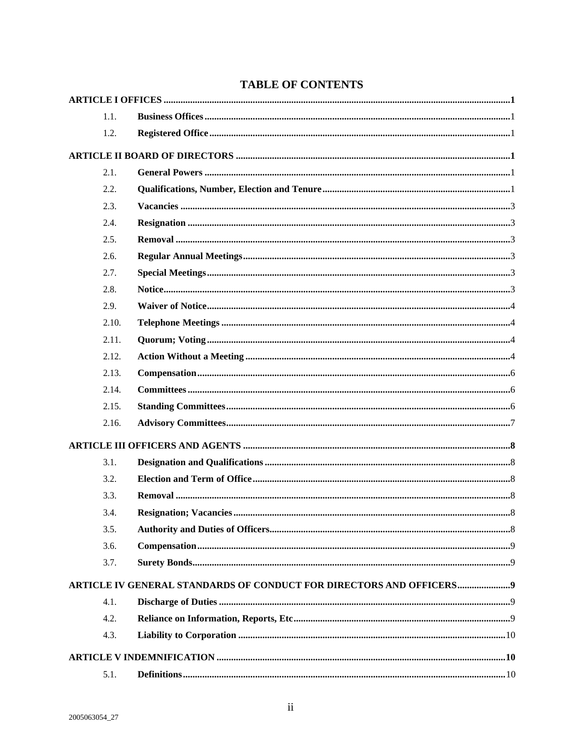# TABLE OF CONTENTS

| | | |
|---|---|---|
| **ARTICLE I OFFICES** | | **1** |
| 1.1. | **Business Offices** | 1 |
| 1.2. | **Registered Office** | 1 |
| **ARTICLE II BOARD OF DIRECTORS** | | **1** |
| 2.1. | **General Powers** | 1 |
| 2.2. | **Qualifications, Number, Election and Tenure** | 1 |
| 2.3. | **Vacancies** | 3 |
| 2.4. | **Resignation** | 3 |
| 2.5. | **Removal** | 3 |
| 2.6. | **Regular Annual Meetings** | 3 |
| 2.7. | **Special Meetings** | 3 |
| 2.8. | **Notice** | 3 |
| 2.9. | **Waiver of Notice** | 4 |
| 2.10. | **Telephone Meetings** | 4 |
| 2.11. | **Quorum; Voting** | 4 |
| 2.12. | **Action Without a Meeting** | 4 |
| 2.13. | **Compensation** | 6 |
| 2.14. | **Committees** | 6 |
| 2.15. | **Standing Committees** | 6 |
| 2.16. | **Advisory Committees** | 7 |
| **ARTICLE III OFFICERS AND AGENTS** | | **8** |
| 3.1. | **Designation and Qualifications** | 8 |
| 3.2. | **Election and Term of Office** | 8 |
| 3.3. | **Removal** | 8 |
| 3.4. | **Resignation; Vacancies** | 8 |
| 3.5. | **Authority and Duties of Officers** | 8 |
| 3.6. | **Compensation** | 9 |
| 3.7. | **Surety Bonds** | 9 |
| **ARTICLE IV GENERAL STANDARDS OF CONDUCT FOR DIRECTORS AND OFFICERS** | | **9** |
| 4.1. | **Discharge of Duties** | 9 |
| 4.2. | **Reliance on Information, Reports, Etc** | 9 |
| 4.3. | **Liability to Corporation** | 10 |
| **ARTICLE V INDEMNIFICATION** | | **10** |
| 5.1. | **Definitions** | 10 |

2005063054_27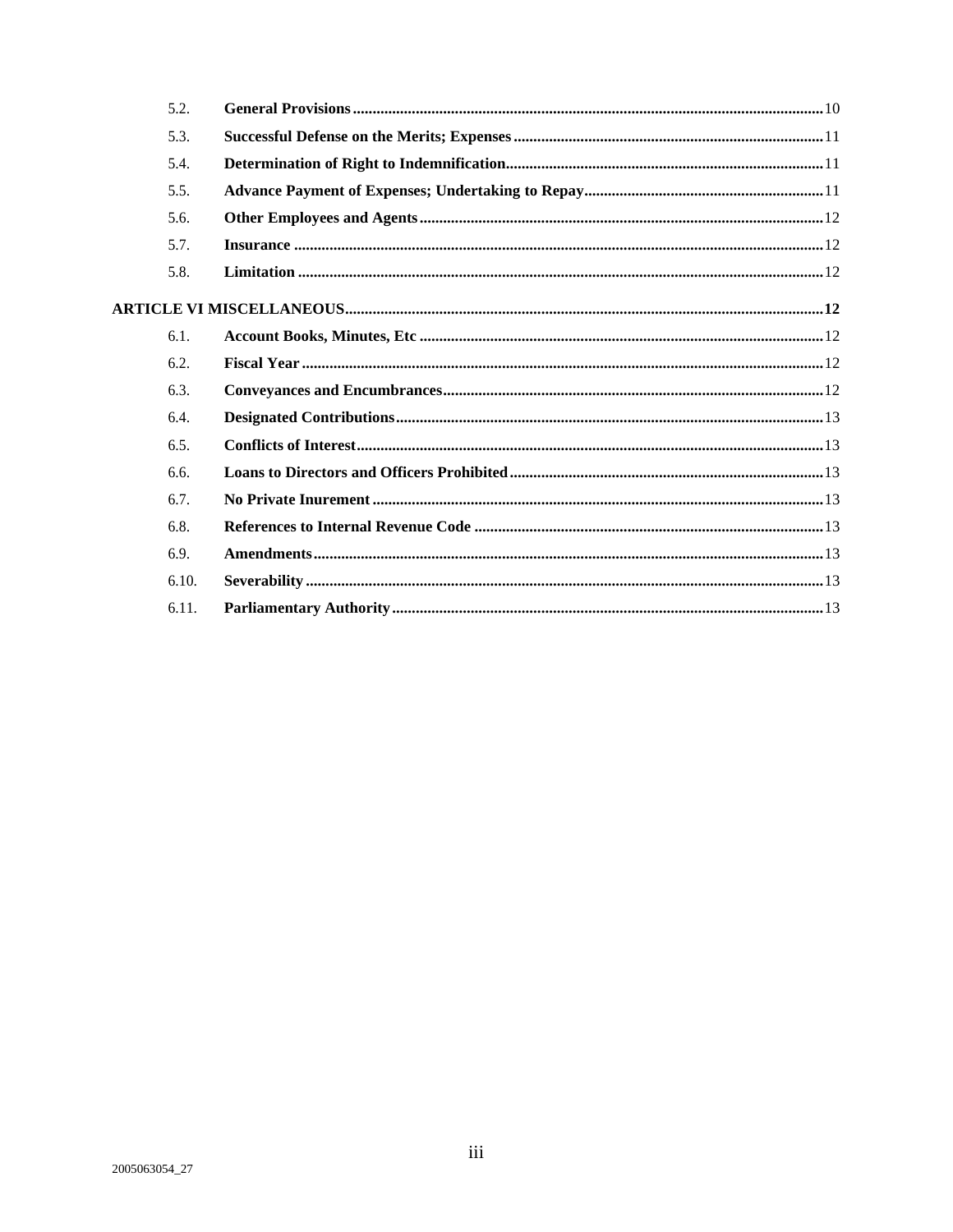| | | |
|---|---|---|
| 5.2. | **General Provisions** | 10 |
| 5.3. | **Successful Defense on the Merits; Expenses** | 11 |
| 5.4. | **Determination of Right to Indemnification** | 11 |
| 5.5. | **Advance Payment of Expenses; Undertaking to Repay** | 11 |
| 5.6. | **Other Employees and Agents** | 12 |
| 5.7. | **Insurance** | 12 |
| 5.8. | **Limitation** | 12 |
| **ARTICLE VI MISCELLANEOUS** | | **12** |
| 6.1. | **Account Books, Minutes, Etc** | 12 |
| 6.2. | **Fiscal Year** | 12 |
| 6.3. | **Conveyances and Encumbrances** | 12 |
| 6.4. | **Designated Contributions** | 13 |
| 6.5. | **Conflicts of Interest** | 13 |
| 6.6. | **Loans to Directors and Officers Prohibited** | 13 |
| 6.7. | **No Private Inurement** | 13 |
| 6.8. | **References to Internal Revenue Code** | 13 |
| 6.9. | **Amendments** | 13 |
| 6.10. | **Severability** | 13 |
| 6.11. | **Parliamentary Authority** | 13 |

2005063054_27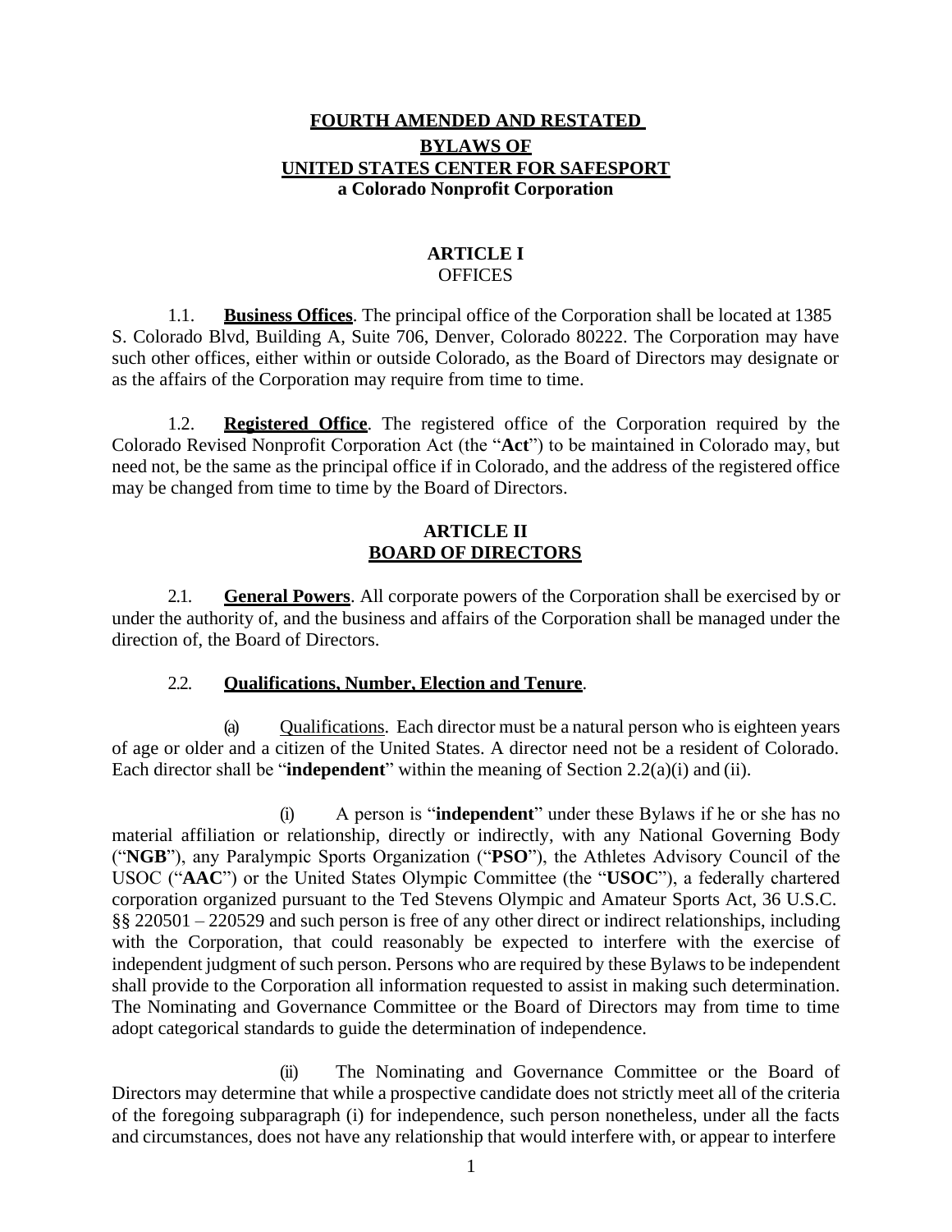# FOURTH AMENDED AND RESTATED BYLAWS OF UNITED STATES CENTER FOR SAFESPORT

**a Colorado Nonprofit Corporation**

## ARTICLE I
## OFFICES

1.1. **Business Offices**. The principal office of the Corporation shall be located at 1385 S. Colorado Blvd, Building A, Suite 706, Denver, Colorado 80222. The Corporation may have such other offices, either within or outside Colorado, as the Board of Directors may designate or as the affairs of the Corporation may require from time to time.

1.2. **Registered Office**. The registered office of the Corporation required by the Colorado Revised Nonprofit Corporation Act (the "**Act**") to be maintained in Colorado may, but need not, be the same as the principal office if in Colorado, and the address of the registered office may be changed from time to time by the Board of Directors.

## ARTICLE II
## BOARD OF DIRECTORS

2.1. **General Powers**. All corporate powers of the Corporation shall be exercised by or under the authority of, and the business and affairs of the Corporation shall be managed under the direction of, the Board of Directors.

2.2. **Qualifications, Number, Election and Tenure**.

(a) Qualifications. Each director must be a natural person who is eighteen years of age or older and a citizen of the United States. A director need not be a resident of Colorado. Each director shall be "**independent**" within the meaning of Section 2.2(a)(i) and (ii).

(i) A person is "**independent**" under these Bylaws if he or she has no material affiliation or relationship, directly or indirectly, with any National Governing Body ("**NGB**"), any Paralympic Sports Organization ("**PSO**"), the Athletes Advisory Council of the USOC ("**AAC**") or the United States Olympic Committee (the "**USOC**"), a federally chartered corporation organized pursuant to the Ted Stevens Olympic and Amateur Sports Act, 36 U.S.C. §§ 220501 – 220529 and such person is free of any other direct or indirect relationships, including with the Corporation, that could reasonably be expected to interfere with the exercise of independent judgment of such person. Persons who are required by these Bylaws to be independent shall provide to the Corporation all information requested to assist in making such determination. The Nominating and Governance Committee or the Board of Directors may from time to time adopt categorical standards to guide the determination of independence.

(ii) The Nominating and Governance Committee or the Board of Directors may determine that while a prospective candidate does not strictly meet all of the criteria of the foregoing subparagraph (i) for independence, such person nonetheless, under all the facts and circumstances, does not have any relationship that would interfere with, or appear to interfere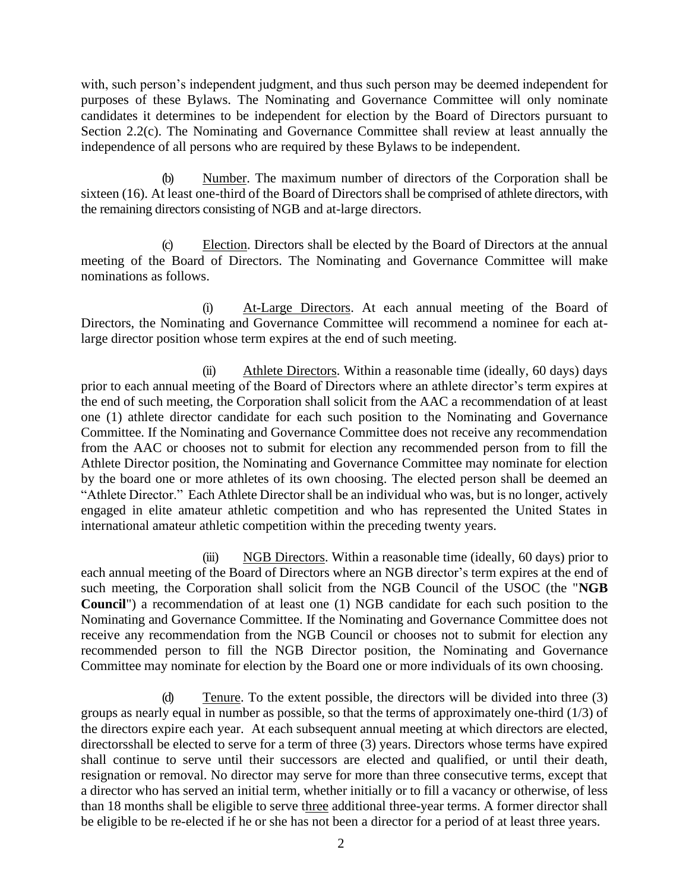with, such person's independent judgment, and thus such person may be deemed independent for purposes of these Bylaws. The Nominating and Governance Committee will only nominate candidates it determines to be independent for election by the Board of Directors pursuant to Section 2.2(c). The Nominating and Governance Committee shall review at least annually the independence of all persons who are required by these Bylaws to be independent.

(b) Number. The maximum number of directors of the Corporation shall be sixteen (16). At least one-third of the Board of Directors shall be comprised of athlete directors, with the remaining directors consisting of NGB and at-large directors.

(c) Election. Directors shall be elected by the Board of Directors at the annual meeting of the Board of Directors. The Nominating and Governance Committee will make nominations as follows.

(i) At-Large Directors. At each annual meeting of the Board of Directors, the Nominating and Governance Committee will recommend a nominee for each at-large director position whose term expires at the end of such meeting.

(ii) Athlete Directors. Within a reasonable time (ideally, 60 days) days prior to each annual meeting of the Board of Directors where an athlete director's term expires at the end of such meeting, the Corporation shall solicit from the AAC a recommendation of at least one (1) athlete director candidate for each such position to the Nominating and Governance Committee. If the Nominating and Governance Committee does not receive any recommendation from the AAC or chooses not to submit for election any recommended person from to fill the Athlete Director position, the Nominating and Governance Committee may nominate for election by the board one or more athletes of its own choosing. The elected person shall be deemed an "Athlete Director." Each Athlete Director shall be an individual who was, but is no longer, actively engaged in elite amateur athletic competition and who has represented the United States in international amateur athletic competition within the preceding twenty years.

(iii) NGB Directors. Within a reasonable time (ideally, 60 days) prior to each annual meeting of the Board of Directors where an NGB director's term expires at the end of such meeting, the Corporation shall solicit from the NGB Council of the USOC (the "**NGB Council**") a recommendation of at least one (1) NGB candidate for each such position to the Nominating and Governance Committee. If the Nominating and Governance Committee does not receive any recommendation from the NGB Council or chooses not to submit for election any recommended person to fill the NGB Director position, the Nominating and Governance Committee may nominate for election by the Board one or more individuals of its own choosing.

(d) Tenure. To the extent possible, the directors will be divided into three (3) groups as nearly equal in number as possible, so that the terms of approximately one-third (1/3) of the directors expire each year. At each subsequent annual meeting at which directors are elected, directorsshall be elected to serve for a term of three (3) years. Directors whose terms have expired shall continue to serve until their successors are elected and qualified, or until their death, resignation or removal. No director may serve for more than three consecutive terms, except that a director who has served an initial term, whether initially or to fill a vacancy or otherwise, of less than 18 months shall be eligible to serve three additional three-year terms. A former director shall be eligible to be re-elected if he or she has not been a director for a period of at least three years.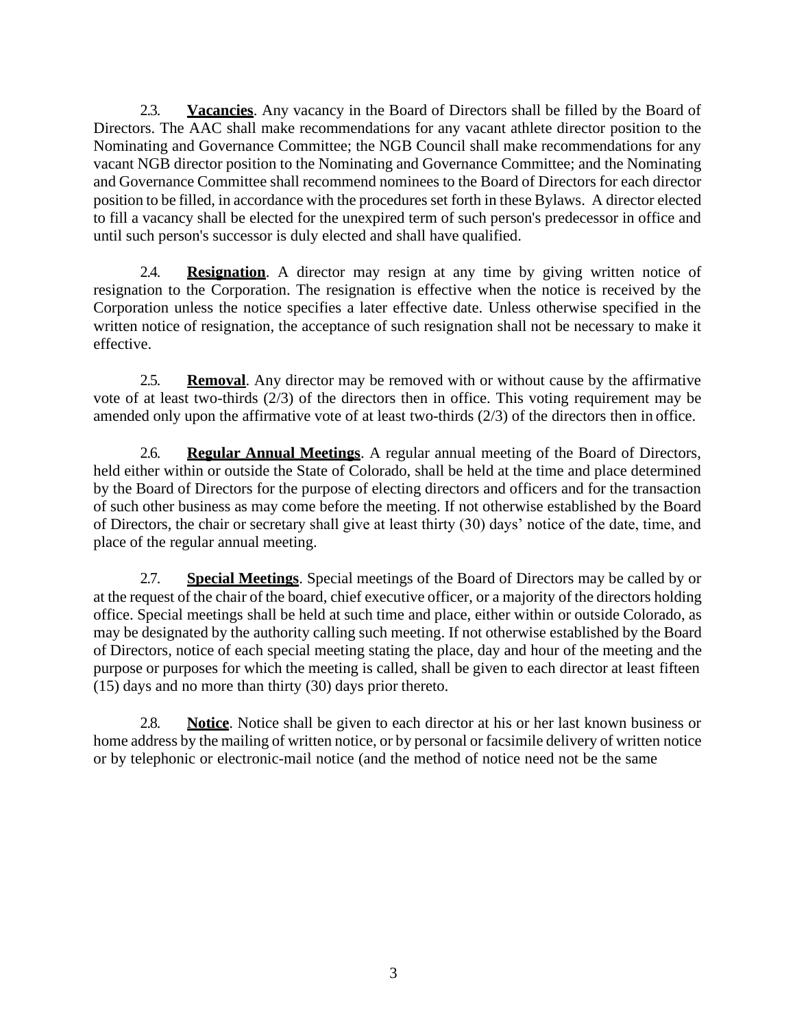2.3. **Vacancies**. Any vacancy in the Board of Directors shall be filled by the Board of Directors. The AAC shall make recommendations for any vacant athlete director position to the Nominating and Governance Committee; the NGB Council shall make recommendations for any vacant NGB director position to the Nominating and Governance Committee; and the Nominating and Governance Committee shall recommend nominees to the Board of Directors for each director position to be filled, in accordance with the procedures set forth in these Bylaws. A director elected to fill a vacancy shall be elected for the unexpired term of such person's predecessor in office and until such person's successor is duly elected and shall have qualified.

2.4. **Resignation**. A director may resign at any time by giving written notice of resignation to the Corporation. The resignation is effective when the notice is received by the Corporation unless the notice specifies a later effective date. Unless otherwise specified in the written notice of resignation, the acceptance of such resignation shall not be necessary to make it effective.

2.5. **Removal**. Any director may be removed with or without cause by the affirmative vote of at least two-thirds (2/3) of the directors then in office. This voting requirement may be amended only upon the affirmative vote of at least two-thirds (2/3) of the directors then in office.

2.6. **Regular Annual Meetings**. A regular annual meeting of the Board of Directors, held either within or outside the State of Colorado, shall be held at the time and place determined by the Board of Directors for the purpose of electing directors and officers and for the transaction of such other business as may come before the meeting. If not otherwise established by the Board of Directors, the chair or secretary shall give at least thirty (30) days' notice of the date, time, and place of the regular annual meeting.

2.7. **Special Meetings**. Special meetings of the Board of Directors may be called by or at the request of the chair of the board, chief executive officer, or a majority of the directors holding office. Special meetings shall be held at such time and place, either within or outside Colorado, as may be designated by the authority calling such meeting. If not otherwise established by the Board of Directors, notice of each special meeting stating the place, day and hour of the meeting and the purpose or purposes for which the meeting is called, shall be given to each director at least fifteen (15) days and no more than thirty (30) days prior thereto.

2.8. **Notice**. Notice shall be given to each director at his or her last known business or home address by the mailing of written notice, or by personal or facsimile delivery of written notice or by telephonic or electronic-mail notice (and the method of notice need not be the same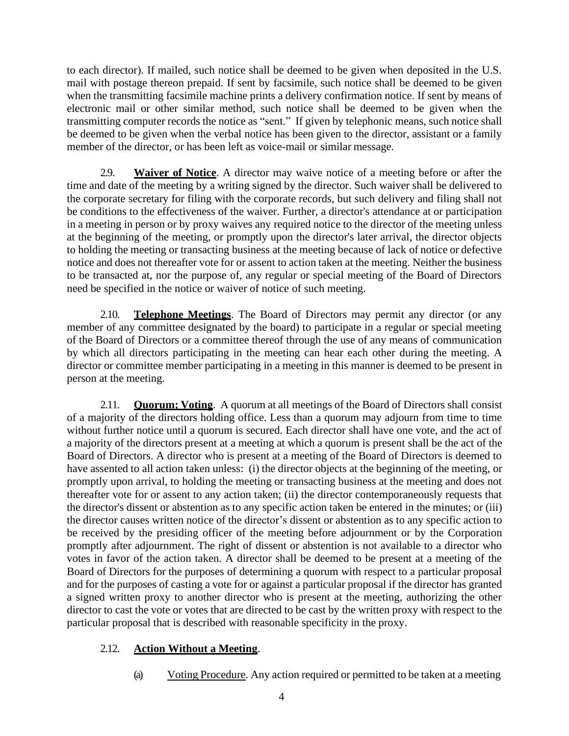to each director). If mailed, such notice shall be deemed to be given when deposited in the U.S. mail with postage thereon prepaid. If sent by facsimile, such notice shall be deemed to be given when the transmitting facsimile machine prints a delivery confirmation notice. If sent by means of electronic mail or other similar method, such notice shall be deemed to be given when the transmitting computer records the notice as "sent." If given by telephonic means, such notice shall be deemed to be given when the verbal notice has been given to the director, assistant or a family member of the director, or has been left as voice-mail or similar message.

2.9. **Waiver of Notice**. A director may waive notice of a meeting before or after the time and date of the meeting by a writing signed by the director. Such waiver shall be delivered to the corporate secretary for filing with the corporate records, but such delivery and filing shall not be conditions to the effectiveness of the waiver. Further, a director's attendance at or participation in a meeting in person or by proxy waives any required notice to the director of the meeting unless at the beginning of the meeting, or promptly upon the director's later arrival, the director objects to holding the meeting or transacting business at the meeting because of lack of notice or defective notice and does not thereafter vote for or assent to action taken at the meeting. Neither the business to be transacted at, nor the purpose of, any regular or special meeting of the Board of Directors need be specified in the notice or waiver of notice of such meeting.

2.10. **Telephone Meetings**. The Board of Directors may permit any director (or any member of any committee designated by the board) to participate in a regular or special meeting of the Board of Directors or a committee thereof through the use of any means of communication by which all directors participating in the meeting can hear each other during the meeting. A director or committee member participating in a meeting in this manner is deemed to be present in person at the meeting.

2.11. **Quorum; Voting**. A quorum at all meetings of the Board of Directors shall consist of a majority of the directors holding office. Less than a quorum may adjourn from time to time without further notice until a quorum is secured. Each director shall have one vote, and the act of a majority of the directors present at a meeting at which a quorum is present shall be the act of the Board of Directors. A director who is present at a meeting of the Board of Directors is deemed to have assented to all action taken unless: (i) the director objects at the beginning of the meeting, or promptly upon arrival, to holding the meeting or transacting business at the meeting and does not thereafter vote for or assent to any action taken; (ii) the director contemporaneously requests that the director's dissent or abstention as to any specific action taken be entered in the minutes; or (iii) the director causes written notice of the director's dissent or abstention as to any specific action to be received by the presiding officer of the meeting before adjournment or by the Corporation promptly after adjournment. The right of dissent or abstention is not available to a director who votes in favor of the action taken. A director shall be deemed to be present at a meeting of the Board of Directors for the purposes of determining a quorum with respect to a particular proposal and for the purposes of casting a vote for or against a particular proposal if the director has granted a signed written proxy to another director who is present at the meeting, authorizing the other director to cast the vote or votes that are directed to be cast by the written proxy with respect to the particular proposal that is described with reasonable specificity in the proxy.

2.12. **Action Without a Meeting**.

(a) Voting Procedure. Any action required or permitted to be taken at a meeting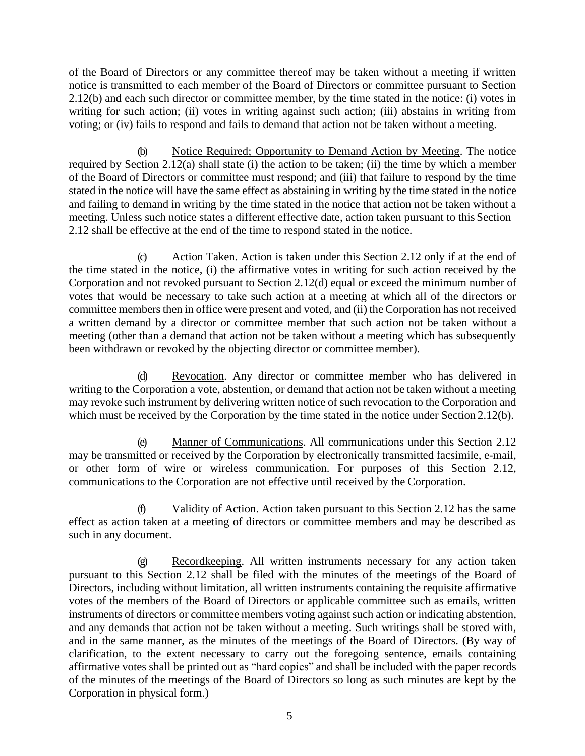of the Board of Directors or any committee thereof may be taken without a meeting if written notice is transmitted to each member of the Board of Directors or committee pursuant to Section 2.12(b) and each such director or committee member, by the time stated in the notice: (i) votes in writing for such action; (ii) votes in writing against such action; (iii) abstains in writing from voting; or (iv) fails to respond and fails to demand that action not be taken without a meeting.

(b) Notice Required; Opportunity to Demand Action by Meeting. The notice required by Section 2.12(a) shall state (i) the action to be taken; (ii) the time by which a member of the Board of Directors or committee must respond; and (iii) that failure to respond by the time stated in the notice will have the same effect as abstaining in writing by the time stated in the notice and failing to demand in writing by the time stated in the notice that action not be taken without a meeting. Unless such notice states a different effective date, action taken pursuant to this Section 2.12 shall be effective at the end of the time to respond stated in the notice.

(c) Action Taken. Action is taken under this Section 2.12 only if at the end of the time stated in the notice, (i) the affirmative votes in writing for such action received by the Corporation and not revoked pursuant to Section 2.12(d) equal or exceed the minimum number of votes that would be necessary to take such action at a meeting at which all of the directors or committee members then in office were present and voted, and (ii) the Corporation has not received a written demand by a director or committee member that such action not be taken without a meeting (other than a demand that action not be taken without a meeting which has subsequently been withdrawn or revoked by the objecting director or committee member).

(d) Revocation. Any director or committee member who has delivered in writing to the Corporation a vote, abstention, or demand that action not be taken without a meeting may revoke such instrument by delivering written notice of such revocation to the Corporation and which must be received by the Corporation by the time stated in the notice under Section 2.12(b).

(e) Manner of Communications. All communications under this Section 2.12 may be transmitted or received by the Corporation by electronically transmitted facsimile, e-mail, or other form of wire or wireless communication. For purposes of this Section 2.12, communications to the Corporation are not effective until received by the Corporation.

(f) Validity of Action. Action taken pursuant to this Section 2.12 has the same effect as action taken at a meeting of directors or committee members and may be described as such in any document.

(g) Recordkeeping. All written instruments necessary for any action taken pursuant to this Section 2.12 shall be filed with the minutes of the meetings of the Board of Directors, including without limitation, all written instruments containing the requisite affirmative votes of the members of the Board of Directors or applicable committee such as emails, written instruments of directors or committee members voting against such action or indicating abstention, and any demands that action not be taken without a meeting. Such writings shall be stored with, and in the same manner, as the minutes of the meetings of the Board of Directors. (By way of clarification, to the extent necessary to carry out the foregoing sentence, emails containing affirmative votes shall be printed out as "hard copies" and shall be included with the paper records of the minutes of the meetings of the Board of Directors so long as such minutes are kept by the Corporation in physical form.)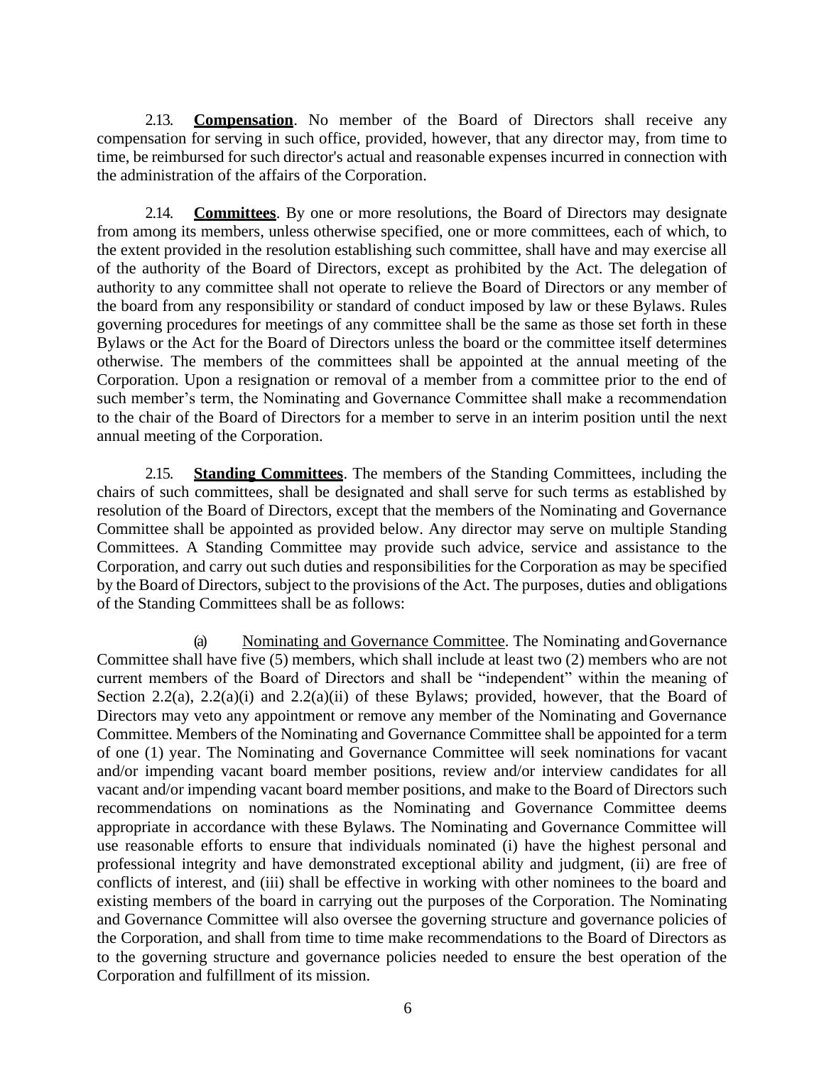2.13. **Compensation**. No member of the Board of Directors shall receive any compensation for serving in such office, provided, however, that any director may, from time to time, be reimbursed for such director's actual and reasonable expenses incurred in connection with the administration of the affairs of the Corporation.

2.14. **Committees**. By one or more resolutions, the Board of Directors may designate from among its members, unless otherwise specified, one or more committees, each of which, to the extent provided in the resolution establishing such committee, shall have and may exercise all of the authority of the Board of Directors, except as prohibited by the Act. The delegation of authority to any committee shall not operate to relieve the Board of Directors or any member of the board from any responsibility or standard of conduct imposed by law or these Bylaws. Rules governing procedures for meetings of any committee shall be the same as those set forth in these Bylaws or the Act for the Board of Directors unless the board or the committee itself determines otherwise. The members of the committees shall be appointed at the annual meeting of the Corporation. Upon a resignation or removal of a member from a committee prior to the end of such member's term, the Nominating and Governance Committee shall make a recommendation to the chair of the Board of Directors for a member to serve in an interim position until the next annual meeting of the Corporation.

2.15. **Standing Committees**. The members of the Standing Committees, including the chairs of such committees, shall be designated and shall serve for such terms as established by resolution of the Board of Directors, except that the members of the Nominating and Governance Committee shall be appointed as provided below. Any director may serve on multiple Standing Committees. A Standing Committee may provide such advice, service and assistance to the Corporation, and carry out such duties and responsibilities for the Corporation as may be specified by the Board of Directors, subject to the provisions of the Act. The purposes, duties and obligations of the Standing Committees shall be as follows:

(a) Nominating and Governance Committee. The Nominating and Governance Committee shall have five (5) members, which shall include at least two (2) members who are not current members of the Board of Directors and shall be "independent" within the meaning of Section 2.2(a), 2.2(a)(i) and 2.2(a)(ii) of these Bylaws; provided, however, that the Board of Directors may veto any appointment or remove any member of the Nominating and Governance Committee. Members of the Nominating and Governance Committee shall be appointed for a term of one (1) year. The Nominating and Governance Committee will seek nominations for vacant and/or impending vacant board member positions, review and/or interview candidates for all vacant and/or impending vacant board member positions, and make to the Board of Directors such recommendations on nominations as the Nominating and Governance Committee deems appropriate in accordance with these Bylaws. The Nominating and Governance Committee will use reasonable efforts to ensure that individuals nominated (i) have the highest personal and professional integrity and have demonstrated exceptional ability and judgment, (ii) are free of conflicts of interest, and (iii) shall be effective in working with other nominees to the board and existing members of the board in carrying out the purposes of the Corporation. The Nominating and Governance Committee will also oversee the governing structure and governance policies of the Corporation, and shall from time to time make recommendations to the Board of Directors as to the governing structure and governance policies needed to ensure the best operation of the Corporation and fulfillment of its mission.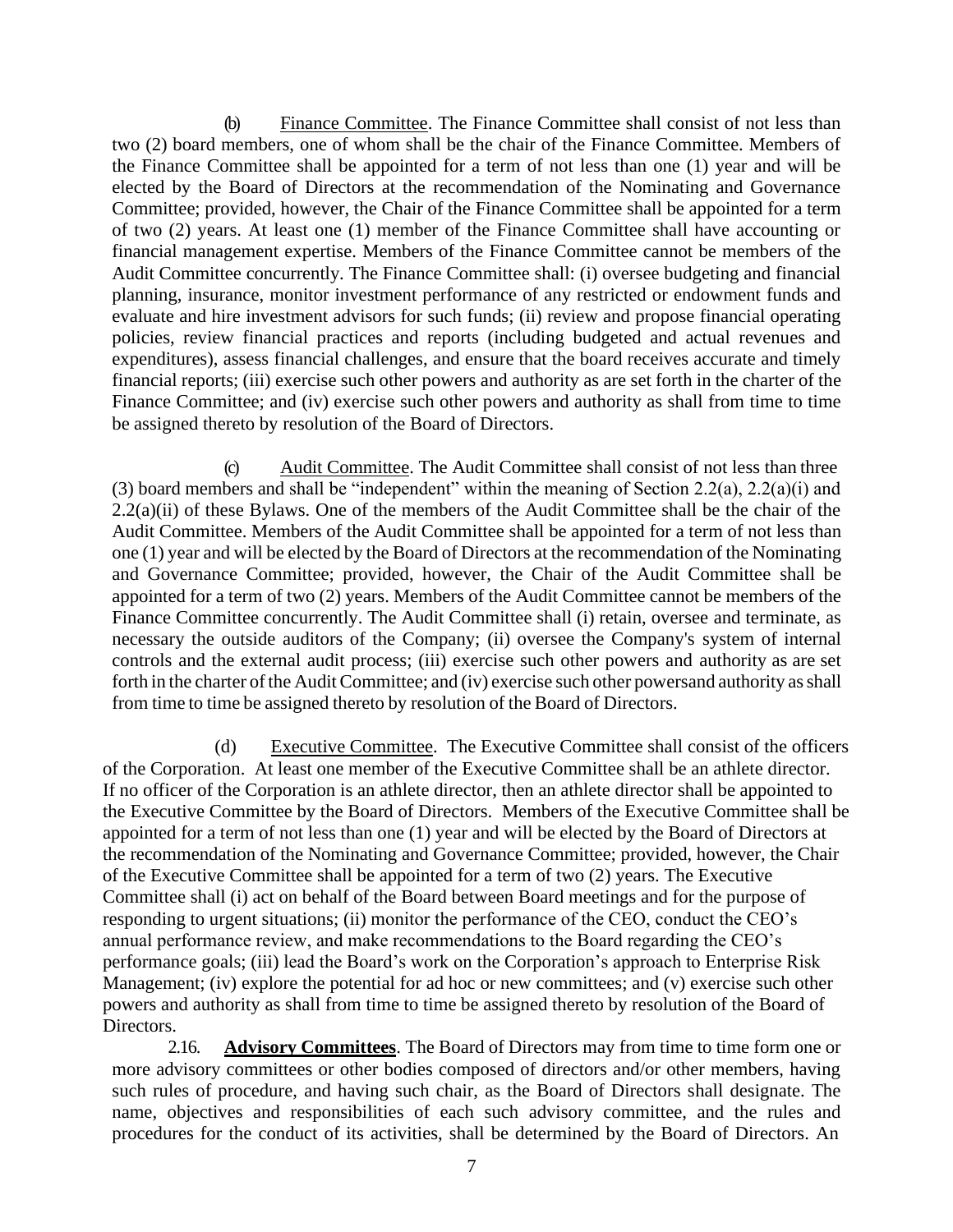(b) Finance Committee. The Finance Committee shall consist of not less than two (2) board members, one of whom shall be the chair of the Finance Committee. Members of the Finance Committee shall be appointed for a term of not less than one (1) year and will be elected by the Board of Directors at the recommendation of the Nominating and Governance Committee; provided, however, the Chair of the Finance Committee shall be appointed for a term of two (2) years. At least one (1) member of the Finance Committee shall have accounting or financial management expertise. Members of the Finance Committee cannot be members of the Audit Committee concurrently. The Finance Committee shall: (i) oversee budgeting and financial planning, insurance, monitor investment performance of any restricted or endowment funds and evaluate and hire investment advisors for such funds; (ii) review and propose financial operating policies, review financial practices and reports (including budgeted and actual revenues and expenditures), assess financial challenges, and ensure that the board receives accurate and timely financial reports; (iii) exercise such other powers and authority as are set forth in the charter of the Finance Committee; and (iv) exercise such other powers and authority as shall from time to time be assigned thereto by resolution of the Board of Directors.

(c) Audit Committee. The Audit Committee shall consist of not less than three (3) board members and shall be "independent" within the meaning of Section 2.2(a), 2.2(a)(i) and 2.2(a)(ii) of these Bylaws. One of the members of the Audit Committee shall be the chair of the Audit Committee. Members of the Audit Committee shall be appointed for a term of not less than one (1) year and will be elected by the Board of Directors at the recommendation of the Nominating and Governance Committee; provided, however, the Chair of the Audit Committee shall be appointed for a term of two (2) years. Members of the Audit Committee cannot be members of the Finance Committee concurrently. The Audit Committee shall (i) retain, oversee and terminate, as necessary the outside auditors of the Company; (ii) oversee the Company's system of internal controls and the external audit process; (iii) exercise such other powers and authority as are set forth in the charter of the Audit Committee; and (iv) exercise such other powersand authority as shall from time to time be assigned thereto by resolution of the Board of Directors.

(d) Executive Committee. The Executive Committee shall consist of the officers of the Corporation. At least one member of the Executive Committee shall be an athlete director. If no officer of the Corporation is an athlete director, then an athlete director shall be appointed to the Executive Committee by the Board of Directors. Members of the Executive Committee shall be appointed for a term of not less than one (1) year and will be elected by the Board of Directors at the recommendation of the Nominating and Governance Committee; provided, however, the Chair of the Executive Committee shall be appointed for a term of two (2) years. The Executive Committee shall (i) act on behalf of the Board between Board meetings and for the purpose of responding to urgent situations; (ii) monitor the performance of the CEO, conduct the CEO's annual performance review, and make recommendations to the Board regarding the CEO's performance goals; (iii) lead the Board's work on the Corporation's approach to Enterprise Risk Management; (iv) explore the potential for ad hoc or new committees; and (v) exercise such other powers and authority as shall from time to time be assigned thereto by resolution of the Board of Directors.

2.16. **Advisory Committees**. The Board of Directors may from time to time form one or more advisory committees or other bodies composed of directors and/or other members, having such rules of procedure, and having such chair, as the Board of Directors shall designate. The name, objectives and responsibilities of each such advisory committee, and the rules and procedures for the conduct of its activities, shall be determined by the Board of Directors. An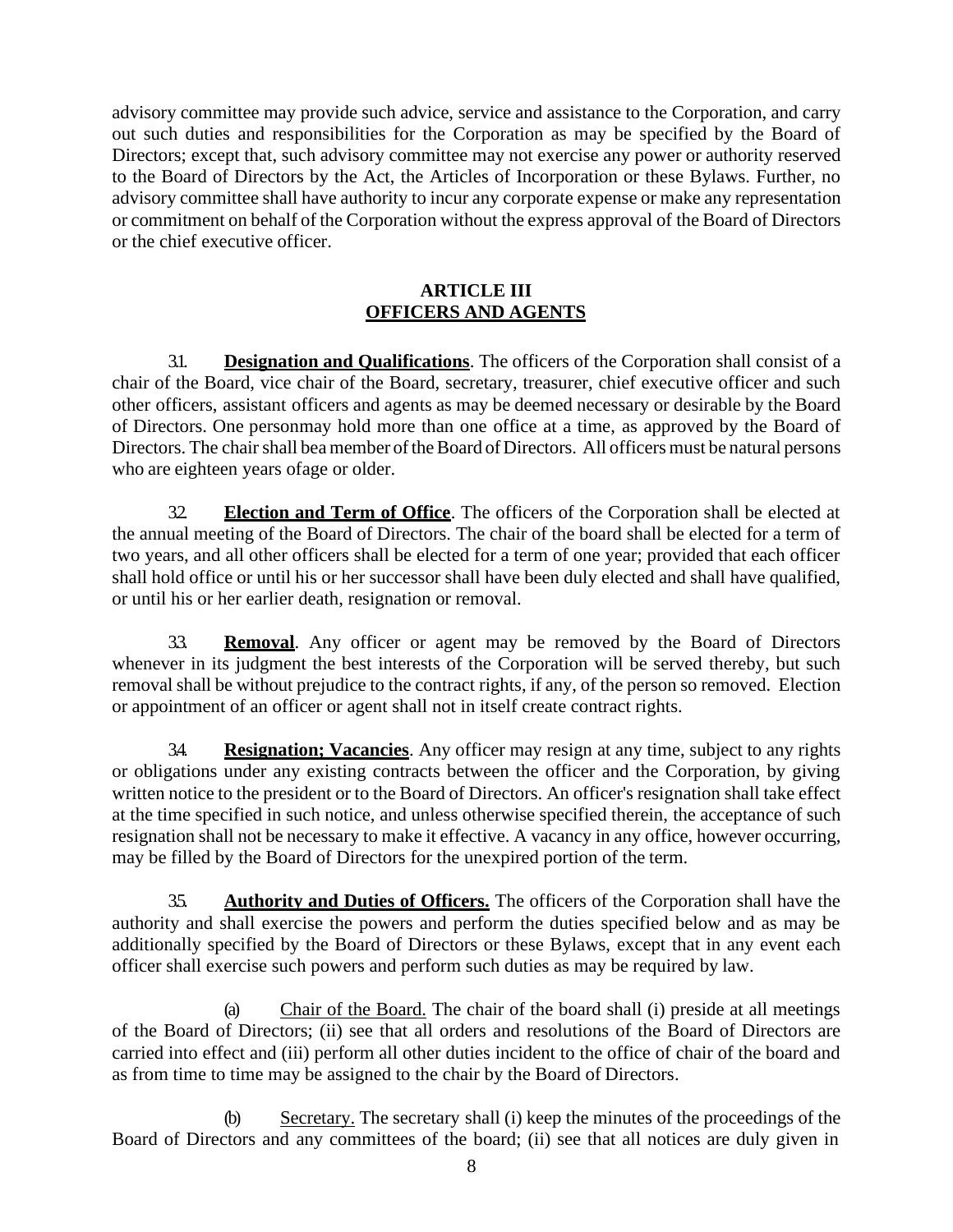advisory committee may provide such advice, service and assistance to the Corporation, and carry out such duties and responsibilities for the Corporation as may be specified by the Board of Directors; except that, such advisory committee may not exercise any power or authority reserved to the Board of Directors by the Act, the Articles of Incorporation or these Bylaws. Further, no advisory committee shall have authority to incur any corporate expense or make any representation or commitment on behalf of the Corporation without the express approval of the Board of Directors or the chief executive officer.

## ARTICLE III
## OFFICERS AND AGENTS

3.1. **Designation and Qualifications**. The officers of the Corporation shall consist of a chair of the Board, vice chair of the Board, secretary, treasurer, chief executive officer and such other officers, assistant officers and agents as may be deemed necessary or desirable by the Board of Directors. One personmay hold more than one office at a time, as approved by the Board of Directors. The chair shall bea member of the Board of Directors. All officers must be natural persons who are eighteen years ofage or older.

3.2. **Election and Term of Office**. The officers of the Corporation shall be elected at the annual meeting of the Board of Directors. The chair of the board shall be elected for a term of two years, and all other officers shall be elected for a term of one year; provided that each officer shall hold office or until his or her successor shall have been duly elected and shall have qualified, or until his or her earlier death, resignation or removal.

3.3. **Removal**. Any officer or agent may be removed by the Board of Directors whenever in its judgment the best interests of the Corporation will be served thereby, but such removal shall be without prejudice to the contract rights, if any, of the person so removed. Election or appointment of an officer or agent shall not in itself create contract rights.

3.4. **Resignation; Vacancies**. Any officer may resign at any time, subject to any rights or obligations under any existing contracts between the officer and the Corporation, by giving written notice to the president or to the Board of Directors. An officer's resignation shall take effect at the time specified in such notice, and unless otherwise specified therein, the acceptance of such resignation shall not be necessary to make it effective. A vacancy in any office, however occurring, may be filled by the Board of Directors for the unexpired portion of the term.

3.5. **Authority and Duties of Officers.** The officers of the Corporation shall have the authority and shall exercise the powers and perform the duties specified below and as may be additionally specified by the Board of Directors or these Bylaws, except that in any event each officer shall exercise such powers and perform such duties as may be required by law.

(a) Chair of the Board. The chair of the board shall (i) preside at all meetings of the Board of Directors; (ii) see that all orders and resolutions of the Board of Directors are carried into effect and (iii) perform all other duties incident to the office of chair of the board and as from time to time may be assigned to the chair by the Board of Directors.

(b) Secretary. The secretary shall (i) keep the minutes of the proceedings of the Board of Directors and any committees of the board; (ii) see that all notices are duly given in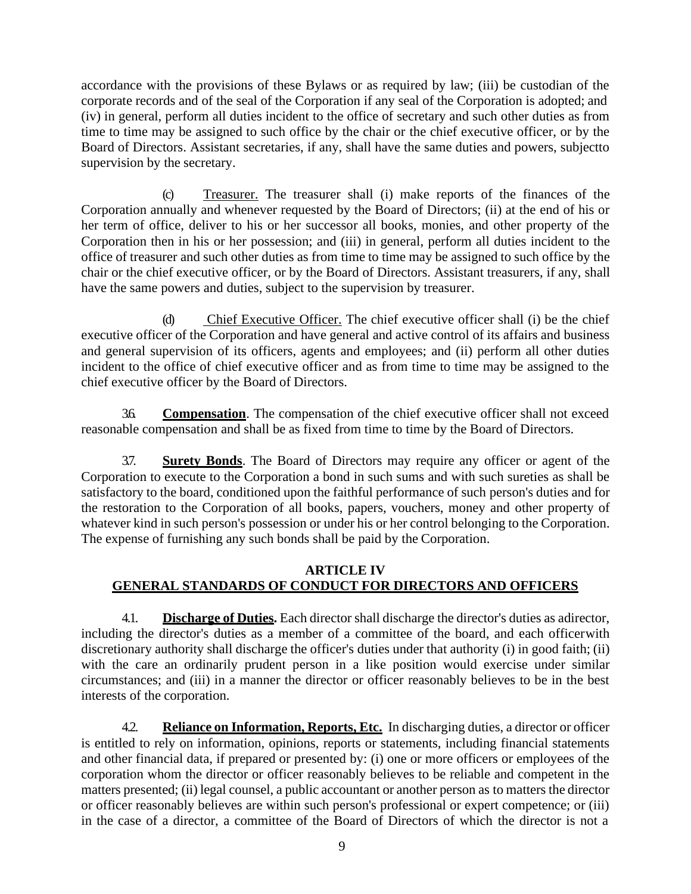accordance with the provisions of these Bylaws or as required by law; (iii) be custodian of the corporate records and of the seal of the Corporation if any seal of the Corporation is adopted; and (iv) in general, perform all duties incident to the office of secretary and such other duties as from time to time may be assigned to such office by the chair or the chief executive officer, or by the Board of Directors. Assistant secretaries, if any, shall have the same duties and powers, subjectto supervision by the secretary.

(c) Treasurer. The treasurer shall (i) make reports of the finances of the Corporation annually and whenever requested by the Board of Directors; (ii) at the end of his or her term of office, deliver to his or her successor all books, monies, and other property of the Corporation then in his or her possession; and (iii) in general, perform all duties incident to the office of treasurer and such other duties as from time to time may be assigned to such office by the chair or the chief executive officer, or by the Board of Directors. Assistant treasurers, if any, shall have the same powers and duties, subject to the supervision by treasurer.

(d) Chief Executive Officer. The chief executive officer shall (i) be the chief executive officer of the Corporation and have general and active control of its affairs and business and general supervision of its officers, agents and employees; and (ii) perform all other duties incident to the office of chief executive officer and as from time to time may be assigned to the chief executive officer by the Board of Directors.

3.6. **Compensation**. The compensation of the chief executive officer shall not exceed reasonable compensation and shall be as fixed from time to time by the Board of Directors.

3.7. **Surety Bonds**. The Board of Directors may require any officer or agent of the Corporation to execute to the Corporation a bond in such sums and with such sureties as shall be satisfactory to the board, conditioned upon the faithful performance of such person's duties and for the restoration to the Corporation of all books, papers, vouchers, money and other property of whatever kind in such person's possession or under his or her control belonging to the Corporation. The expense of furnishing any such bonds shall be paid by the Corporation.

## ARTICLE IV
## GENERAL STANDARDS OF CONDUCT FOR DIRECTORS AND OFFICERS

4.1. **Discharge of Duties.** Each director shall discharge the director's duties as adirector, including the director's duties as a member of a committee of the board, and each officerwith discretionary authority shall discharge the officer's duties under that authority (i) in good faith; (ii) with the care an ordinarily prudent person in a like position would exercise under similar circumstances; and (iii) in a manner the director or officer reasonably believes to be in the best interests of the corporation.

4.2. **Reliance on Information, Reports, Etc.** In discharging duties, a director or officer is entitled to rely on information, opinions, reports or statements, including financial statements and other financial data, if prepared or presented by: (i) one or more officers or employees of the corporation whom the director or officer reasonably believes to be reliable and competent in the matters presented; (ii) legal counsel, a public accountant or another person as to matters the director or officer reasonably believes are within such person's professional or expert competence; or (iii) in the case of a director, a committee of the Board of Directors of which the director is not a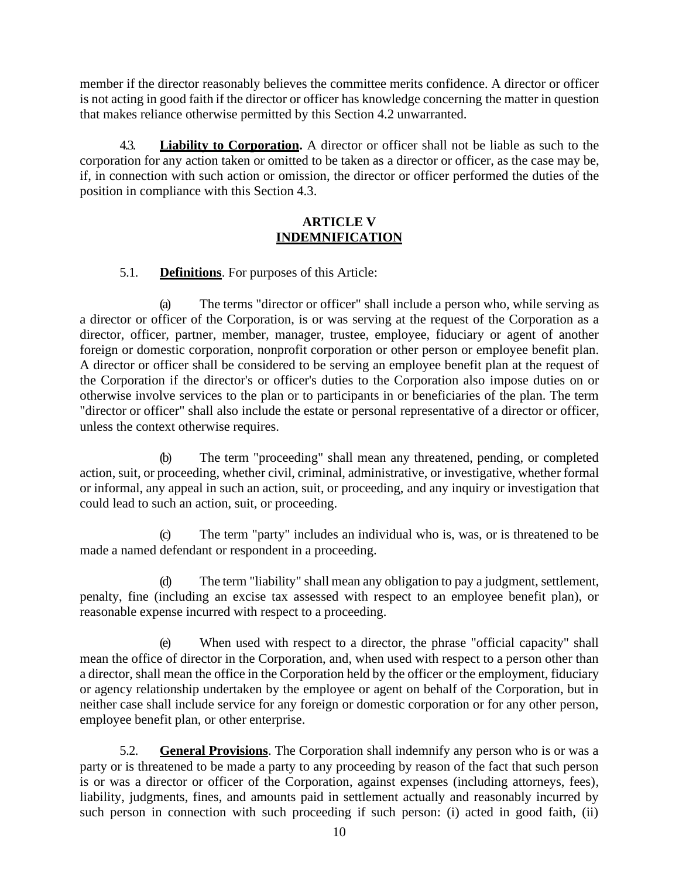member if the director reasonably believes the committee merits confidence. A director or officer is not acting in good faith if the director or officer has knowledge concerning the matter in question that makes reliance otherwise permitted by this Section 4.2 unwarranted.

4.3. **Liability to Corporation.** A director or officer shall not be liable as such to the corporation for any action taken or omitted to be taken as a director or officer, as the case may be, if, in connection with such action or omission, the director or officer performed the duties of the position in compliance with this Section 4.3.

## ARTICLE V
## INDEMNIFICATION

5.1. **Definitions**. For purposes of this Article:

(a) The terms "director or officer" shall include a person who, while serving as a director or officer of the Corporation, is or was serving at the request of the Corporation as a director, officer, partner, member, manager, trustee, employee, fiduciary or agent of another foreign or domestic corporation, nonprofit corporation or other person or employee benefit plan. A director or officer shall be considered to be serving an employee benefit plan at the request of the Corporation if the director's or officer's duties to the Corporation also impose duties on or otherwise involve services to the plan or to participants in or beneficiaries of the plan. The term "director or officer" shall also include the estate or personal representative of a director or officer, unless the context otherwise requires.

(b) The term "proceeding" shall mean any threatened, pending, or completed action, suit, or proceeding, whether civil, criminal, administrative, or investigative, whether formal or informal, any appeal in such an action, suit, or proceeding, and any inquiry or investigation that could lead to such an action, suit, or proceeding.

(c) The term "party" includes an individual who is, was, or is threatened to be made a named defendant or respondent in a proceeding.

(d) The term "liability" shall mean any obligation to pay a judgment, settlement, penalty, fine (including an excise tax assessed with respect to an employee benefit plan), or reasonable expense incurred with respect to a proceeding.

(e) When used with respect to a director, the phrase "official capacity" shall mean the office of director in the Corporation, and, when used with respect to a person other than a director, shall mean the office in the Corporation held by the officer or the employment, fiduciary or agency relationship undertaken by the employee or agent on behalf of the Corporation, but in neither case shall include service for any foreign or domestic corporation or for any other person, employee benefit plan, or other enterprise.

5.2. **General Provisions**. The Corporation shall indemnify any person who is or was a party or is threatened to be made a party to any proceeding by reason of the fact that such person is or was a director or officer of the Corporation, against expenses (including attorneys, fees), liability, judgments, fines, and amounts paid in settlement actually and reasonably incurred by such person in connection with such proceeding if such person: (i) acted in good faith, (ii)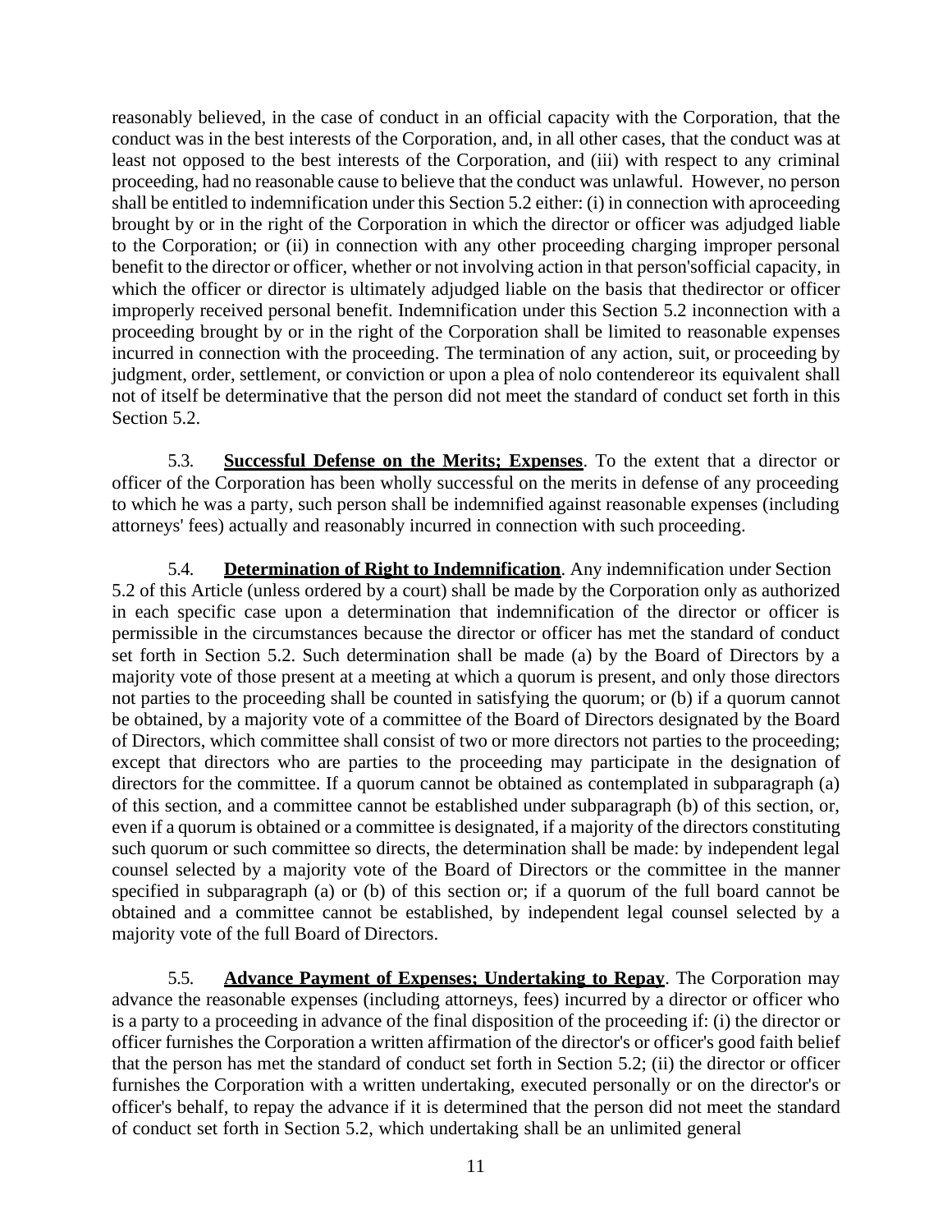reasonably believed, in the case of conduct in an official capacity with the Corporation, that the conduct was in the best interests of the Corporation, and, in all other cases, that the conduct was at least not opposed to the best interests of the Corporation, and (iii) with respect to any criminal proceeding, had no reasonable cause to believe that the conduct was unlawful. However, no person shall be entitled to indemnification under this Section 5.2 either: (i) in connection with aproceeding brought by or in the right of the Corporation in which the director or officer was adjudged liable to the Corporation; or (ii) in connection with any other proceeding charging improper personal benefit to the director or officer, whether or not involving action in that person'sofficial capacity, in which the officer or director is ultimately adjudged liable on the basis that thedirector or officer improperly received personal benefit. Indemnification under this Section 5.2 inconnection with a proceeding brought by or in the right of the Corporation shall be limited to reasonable expenses incurred in connection with the proceeding. The termination of any action, suit, or proceeding by judgment, order, settlement, or conviction or upon a plea of nolo contendereor its equivalent shall not of itself be determinative that the person did not meet the standard of conduct set forth in this Section 5.2.

5.3. **Successful Defense on the Merits; Expenses**. To the extent that a director or officer of the Corporation has been wholly successful on the merits in defense of any proceeding to which he was a party, such person shall be indemnified against reasonable expenses (including attorneys' fees) actually and reasonably incurred in connection with such proceeding.

5.4. **Determination of Right to Indemnification**. Any indemnification under Section 5.2 of this Article (unless ordered by a court) shall be made by the Corporation only as authorized in each specific case upon a determination that indemnification of the director or officer is permissible in the circumstances because the director or officer has met the standard of conduct set forth in Section 5.2. Such determination shall be made (a) by the Board of Directors by a majority vote of those present at a meeting at which a quorum is present, and only those directors not parties to the proceeding shall be counted in satisfying the quorum; or (b) if a quorum cannot be obtained, by a majority vote of a committee of the Board of Directors designated by the Board of Directors, which committee shall consist of two or more directors not parties to the proceeding; except that directors who are parties to the proceeding may participate in the designation of directors for the committee. If a quorum cannot be obtained as contemplated in subparagraph (a) of this section, and a committee cannot be established under subparagraph (b) of this section, or, even if a quorum is obtained or a committee is designated, if a majority of the directors constituting such quorum or such committee so directs, the determination shall be made: by independent legal counsel selected by a majority vote of the Board of Directors or the committee in the manner specified in subparagraph (a) or (b) of this section or; if a quorum of the full board cannot be obtained and a committee cannot be established, by independent legal counsel selected by a majority vote of the full Board of Directors.

5.5. **Advance Payment of Expenses; Undertaking to Repay**. The Corporation may advance the reasonable expenses (including attorneys, fees) incurred by a director or officer who is a party to a proceeding in advance of the final disposition of the proceeding if: (i) the director or officer furnishes the Corporation a written affirmation of the director's or officer's good faith belief that the person has met the standard of conduct set forth in Section 5.2; (ii) the director or officer furnishes the Corporation with a written undertaking, executed personally or on the director's or officer's behalf, to repay the advance if it is determined that the person did not meet the standard of conduct set forth in Section 5.2, which undertaking shall be an unlimited general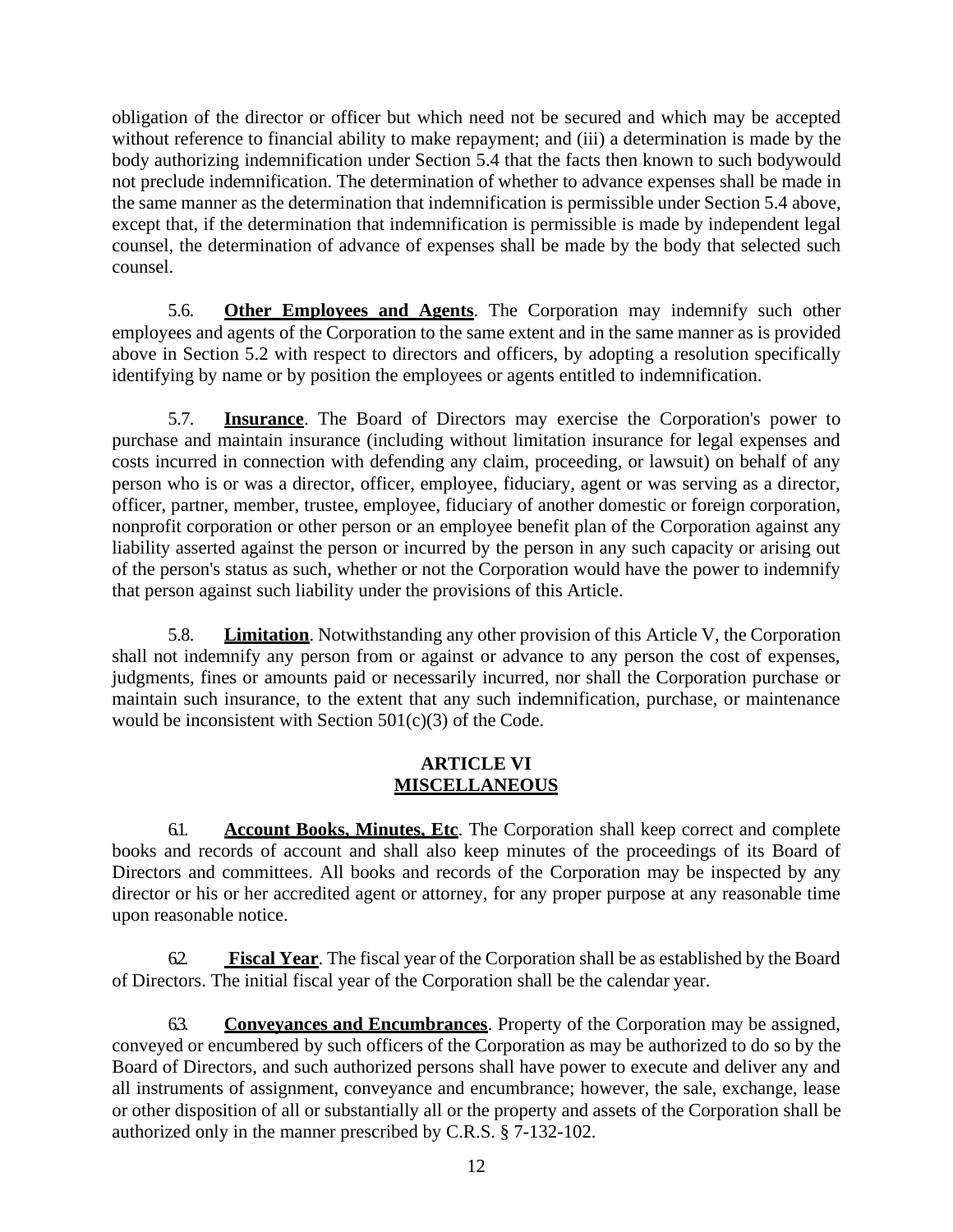obligation of the director or officer but which need not be secured and which may be accepted without reference to financial ability to make repayment; and (iii) a determination is made by the body authorizing indemnification under Section 5.4 that the facts then known to such bodywould not preclude indemnification. The determination of whether to advance expenses shall be made in the same manner as the determination that indemnification is permissible under Section 5.4 above, except that, if the determination that indemnification is permissible is made by independent legal counsel, the determination of advance of expenses shall be made by the body that selected such counsel.

5.6. **Other Employees and Agents**. The Corporation may indemnify such other employees and agents of the Corporation to the same extent and in the same manner as is provided above in Section 5.2 with respect to directors and officers, by adopting a resolution specifically identifying by name or by position the employees or agents entitled to indemnification.

5.7. **Insurance**. The Board of Directors may exercise the Corporation's power to purchase and maintain insurance (including without limitation insurance for legal expenses and costs incurred in connection with defending any claim, proceeding, or lawsuit) on behalf of any person who is or was a director, officer, employee, fiduciary, agent or was serving as a director, officer, partner, member, trustee, employee, fiduciary of another domestic or foreign corporation, nonprofit corporation or other person or an employee benefit plan of the Corporation against any liability asserted against the person or incurred by the person in any such capacity or arising out of the person's status as such, whether or not the Corporation would have the power to indemnify that person against such liability under the provisions of this Article.

5.8. **Limitation**. Notwithstanding any other provision of this Article V, the Corporation shall not indemnify any person from or against or advance to any person the cost of expenses, judgments, fines or amounts paid or necessarily incurred, nor shall the Corporation purchase or maintain such insurance, to the extent that any such indemnification, purchase, or maintenance would be inconsistent with Section 501(c)(3) of the Code.

## ARTICLE VI
## MISCELLANEOUS

6.1. **Account Books, Minutes, Etc**. The Corporation shall keep correct and complete books and records of account and shall also keep minutes of the proceedings of its Board of Directors and committees. All books and records of the Corporation may be inspected by any director or his or her accredited agent or attorney, for any proper purpose at any reasonable time upon reasonable notice.

6.2. **Fiscal Year**. The fiscal year of the Corporation shall be as established by the Board of Directors. The initial fiscal year of the Corporation shall be the calendar year.

6.3. **Conveyances and Encumbrances**. Property of the Corporation may be assigned, conveyed or encumbered by such officers of the Corporation as may be authorized to do so by the Board of Directors, and such authorized persons shall have power to execute and deliver any and all instruments of assignment, conveyance and encumbrance; however, the sale, exchange, lease or other disposition of all or substantially all or the property and assets of the Corporation shall be authorized only in the manner prescribed by C.R.S. § 7-132-102.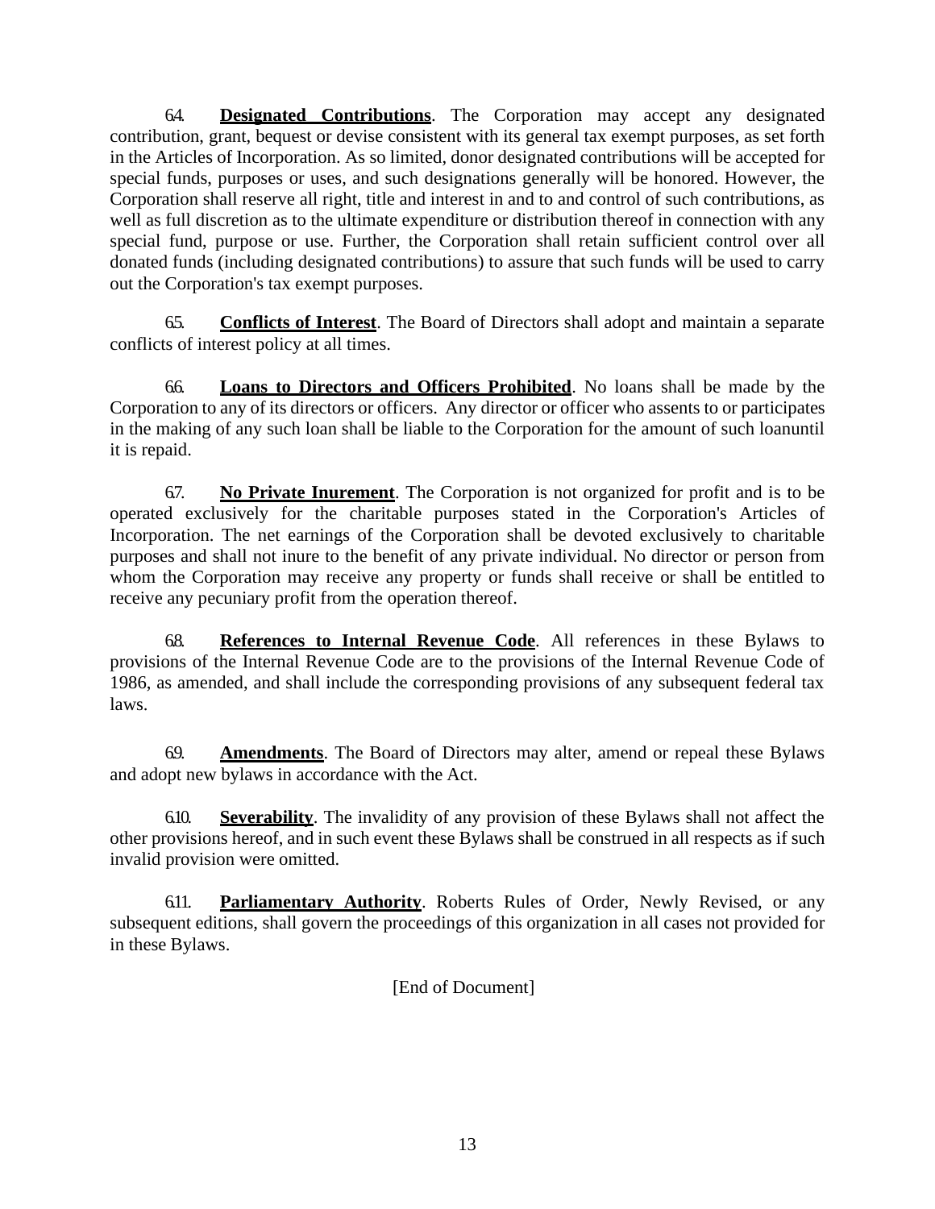6.4. **Designated Contributions**. The Corporation may accept any designated contribution, grant, bequest or devise consistent with its general tax exempt purposes, as set forth in the Articles of Incorporation. As so limited, donor designated contributions will be accepted for special funds, purposes or uses, and such designations generally will be honored. However, the Corporation shall reserve all right, title and interest in and to and control of such contributions, as well as full discretion as to the ultimate expenditure or distribution thereof in connection with any special fund, purpose or use. Further, the Corporation shall retain sufficient control over all donated funds (including designated contributions) to assure that such funds will be used to carry out the Corporation's tax exempt purposes.

6.5. **Conflicts of Interest**. The Board of Directors shall adopt and maintain a separate conflicts of interest policy at all times.

6.6. **Loans to Directors and Officers Prohibited**. No loans shall be made by the Corporation to any of its directors or officers. Any director or officer who assents to or participates in the making of any such loan shall be liable to the Corporation for the amount of such loanuntil it is repaid.

6.7. **No Private Inurement**. The Corporation is not organized for profit and is to be operated exclusively for the charitable purposes stated in the Corporation's Articles of Incorporation. The net earnings of the Corporation shall be devoted exclusively to charitable purposes and shall not inure to the benefit of any private individual. No director or person from whom the Corporation may receive any property or funds shall receive or shall be entitled to receive any pecuniary profit from the operation thereof.

6.8. **References to Internal Revenue Code**. All references in these Bylaws to provisions of the Internal Revenue Code are to the provisions of the Internal Revenue Code of 1986, as amended, and shall include the corresponding provisions of any subsequent federal tax laws.

6.9. **Amendments**. The Board of Directors may alter, amend or repeal these Bylaws and adopt new bylaws in accordance with the Act.

6.10. **Severability**. The invalidity of any provision of these Bylaws shall not affect the other provisions hereof, and in such event these Bylaws shall be construed in all respects as if such invalid provision were omitted.

6.11. **Parliamentary Authority**. Roberts Rules of Order, Newly Revised, or any subsequent editions, shall govern the proceedings of this organization in all cases not provided for in these Bylaws.

[End of Document]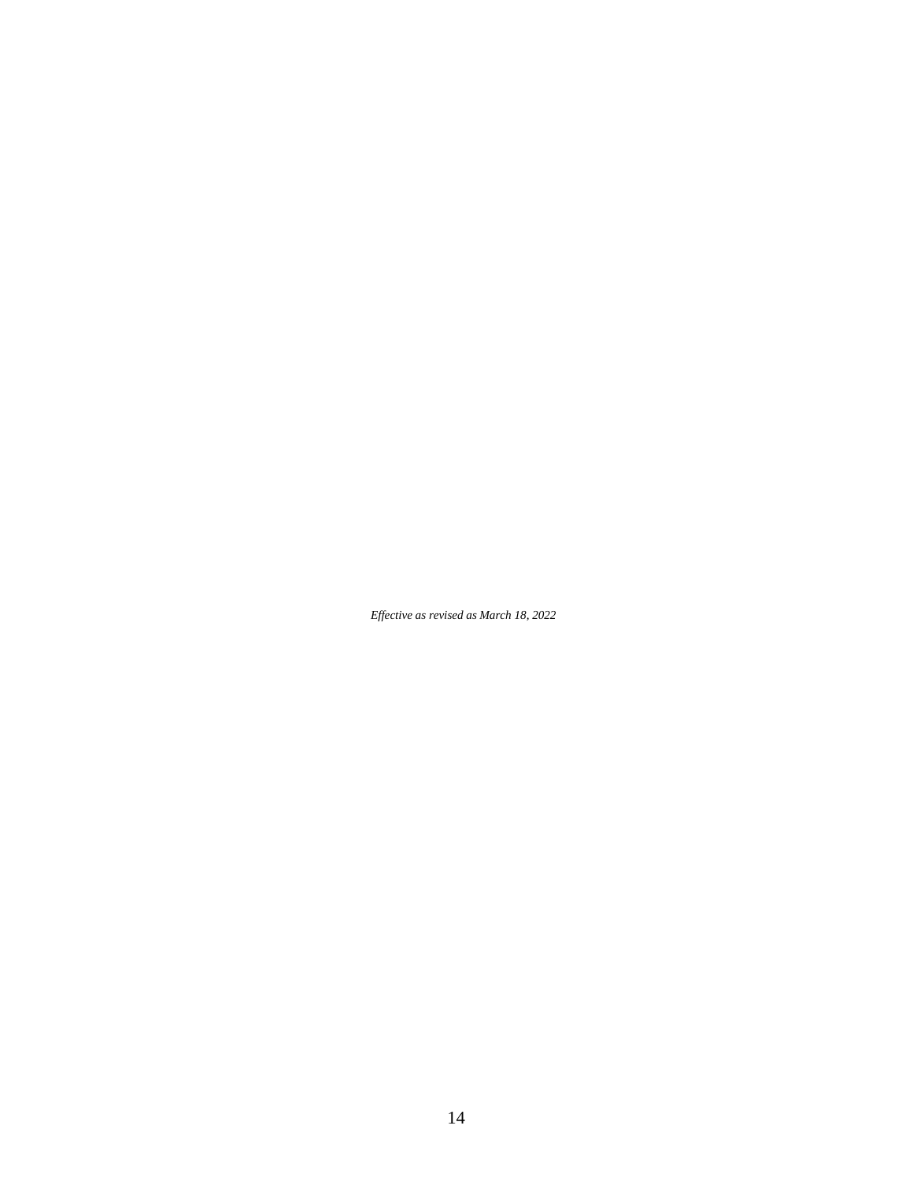*Effective as revised as March 18, 2022*